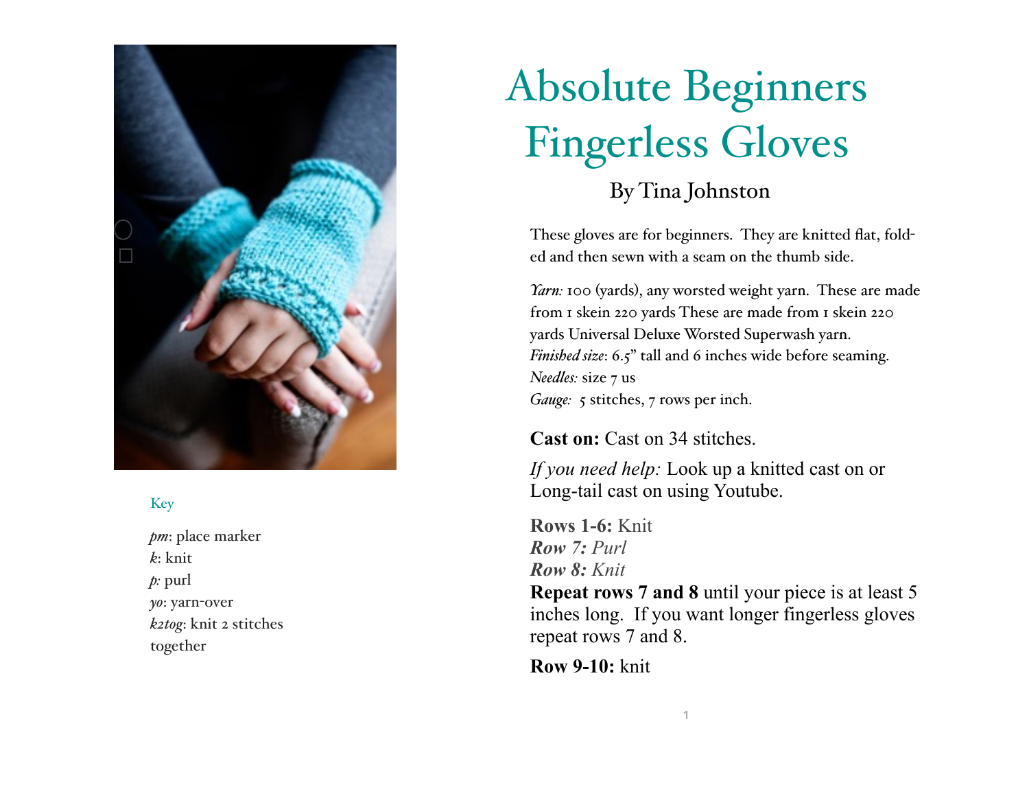# Absolute Beginners Fingerless Gloves

By Tina Johnston

These gloves are for beginners. They are knitted flat, folded and then sewn with a seam on the thumb side.

*Yarn:* 100 (yards), any worsted weight yarn. These are made from 1 skein 220 yards These are made from 1 skein 220 yards Universal Deluxe Worsted Superwash yarn.
*Finished size*: 6.5" tall and 6 inches wide before seaming.
*Needles:* size 7 us
*Gauge:* 5 stitches, 7 rows per inch.

**Cast on:** Cast on 34 stitches.

*If you need help:* Look up a knitted cast on or Long-tail cast on using Youtube.

**Rows 1-6:** Knit
***Row 7:*** *Purl*
***Row 8:*** *Knit*
**Repeat rows 7 and 8** until your piece is at least 5 inches long. If you want longer fingerless gloves repeat rows 7 and 8.

**Row 9-10:** knit

Key

*pm*: place marker
*k*: knit
*p:* purl
*yo*: yarn-over
*k2tog*: knit 2 stitches together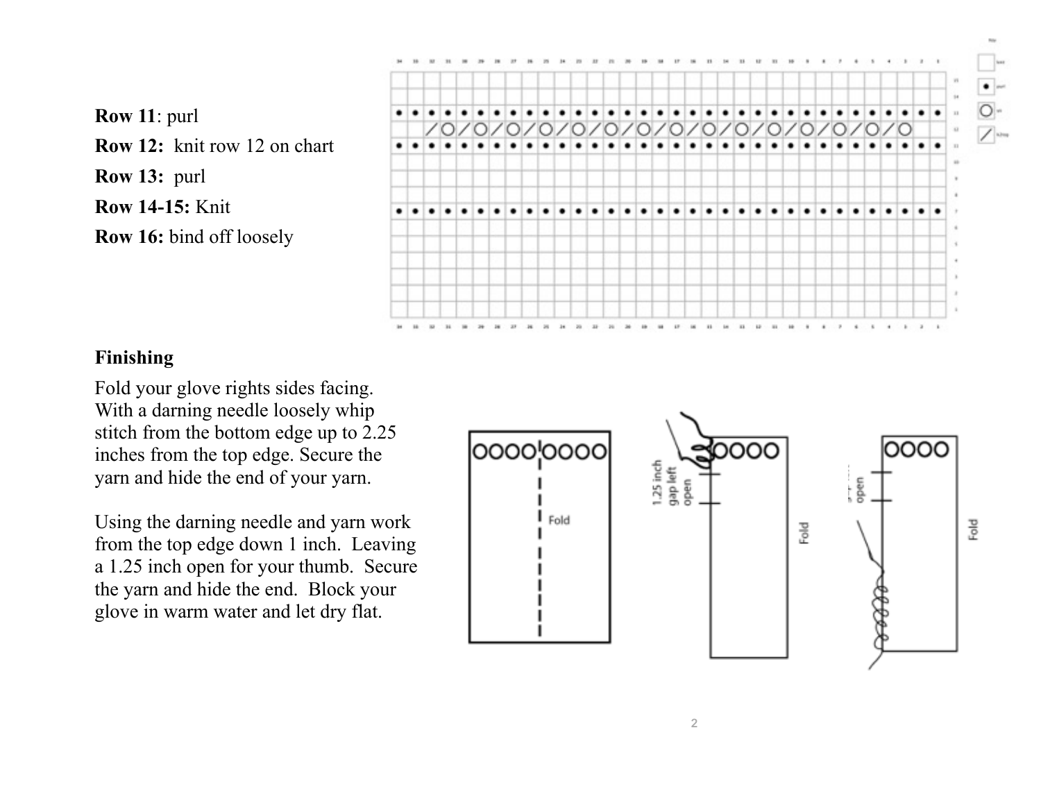**Row 11**: purl

**Row 12:** knit row 12 on chart

**Row 13:** purl

**Row 14-15:** Knit

**Row 16:** bind off loosely

**Finishing**

Fold your glove rights sides facing. With a darning needle loosely whip stitch from the bottom edge up to 2.25 inches from the top edge. Secure the yarn and hide the end of your yarn.

Using the darning needle and yarn work from the top edge down 1 inch. Leaving a 1.25 inch open for your thumb. Secure the yarn and hide the end. Block your glove in warm water and let dry flat.

Fold

1.25 inch gap left open

Fold

open

Fold